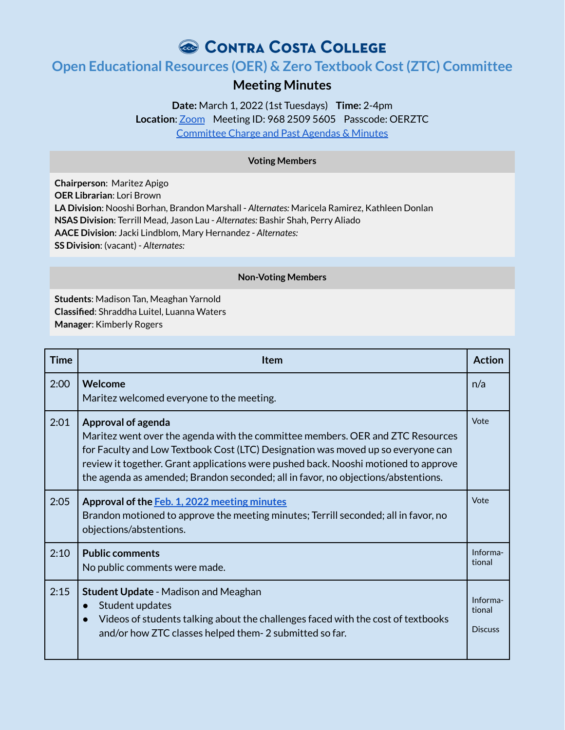# Contra Costa College

## Open Educational Resources (OER) & Zero Textbook Cost (ZTC) Committee

### Meeting Minutes

**Date:** March 1, 2022 (1st Tuesdays) **Time:** 2-4pm
**Location**: Zoom Meeting ID: 968 2509 5605 Passcode: OERZTC
Committee Charge and Past Agendas & Minutes

| Voting Members |
|---|
| **Chairperson**: Maritez Apigo<br>**OER Librarian**: Lori Brown<br>**LA Division**: Nooshi Borhan, Brandon Marshall - *Alternates:* Maricela Ramirez, Kathleen Donlan<br>**NSAS Division**: Terrill Mead, Jason Lau - *Alternates:* Bashir Shah, Perry Aliado<br>**AACE Division**: Jacki Lindblom, Mary Hernandez - *Alternates:*<br>**SS Division**: (vacant) - *Alternates:* |

| Non-Voting Members |
|---|
| **Students**: Madison Tan, Meaghan Yarnold<br>**Classified**: Shraddha Luitel, Luanna Waters<br>**Manager**: Kimberly Rogers |

| Time | Item | Action |
|---|---|---|
| 2:00 | **Welcome**<br>Maritez welcomed everyone to the meeting. | n/a |
| 2:01 | **Approval of agenda**<br>Maritez went over the agenda with the committee members. OER and ZTC Resources for Faculty and Low Textbook Cost (LTC) Designation was moved up so everyone can review it together. Grant applications were pushed back. Nooshi motioned to approve the agenda as amended; Brandon seconded; all in favor, no objections/abstentions. | Vote |
| 2:05 | **Approval of the Feb. 1, 2022 meeting minutes**<br>Brandon motioned to approve the meeting minutes; Terrill seconded; all in favor, no objections/abstentions. | Vote |
| 2:10 | **Public comments**<br>No public comments were made. | Informational |
| 2:15 | **Student Update** - Madison and Meaghan<br>● Student updates<br>● Videos of students talking about the challenges faced with the cost of textbooks and/or how ZTC classes helped them- 2 submitted so far. | Informational<br><br>Discuss |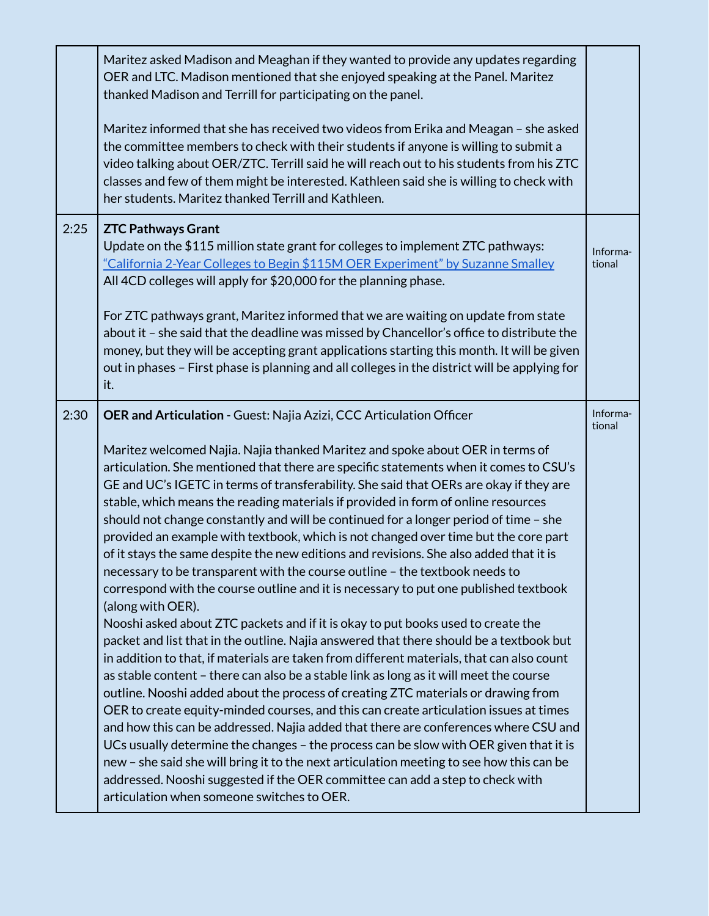| | | |
|---|---|---|
| | Maritez asked Madison and Meaghan if they wanted to provide any updates regarding OER and LTC. Madison mentioned that she enjoyed speaking at the Panel. Maritez thanked Madison and Terrill for participating on the panel.<br><br>Maritez informed that she has received two videos from Erika and Meagan – she asked the committee members to check with their students if anyone is willing to submit a video talking about OER/ZTC. Terrill said he will reach out to his students from his ZTC classes and few of them might be interested. Kathleen said she is willing to check with her students. Maritez thanked Terrill and Kathleen. | |
| 2:25 | **ZTC Pathways Grant**<br>Update on the $115 million state grant for colleges to implement ZTC pathways: [“California 2-Year Colleges to Begin $115M OER Experiment” by Suzanne Smalley]<br>All 4CD colleges will apply for $20,000 for the planning phase.<br><br>For ZTC pathways grant, Maritez informed that we are waiting on update from state about it – she said that the deadline was missed by Chancellor’s office to distribute the money, but they will be accepting grant applications starting this month. It will be given out in phases – First phase is planning and all colleges in the district will be applying for it. | Informa-tional |
| 2:30 | **OER and Articulation** - Guest: Najia Azizi, CCC Articulation Officer<br><br>Maritez welcomed Najia. Najia thanked Maritez and spoke about OER in terms of articulation. She mentioned that there are specific statements when it comes to CSU’s GE and UC’s IGETC in terms of transferability. She said that OERs are okay if they are stable, which means the reading materials if provided in form of online resources should not change constantly and will be continued for a longer period of time – she provided an example with textbook, which is not changed over time but the core part of it stays the same despite the new editions and revisions. She also added that it is necessary to be transparent with the course outline – the textbook needs to correspond with the course outline and it is necessary to put one published textbook (along with OER).<br>Nooshi asked about ZTC packets and if it is okay to put books used to create the packet and list that in the outline. Najia answered that there should be a textbook but in addition to that, if materials are taken from different materials, that can also count as stable content – there can also be a stable link as long as it will meet the course outline. Nooshi added about the process of creating ZTC materials or drawing from OER to create equity-minded courses, and this can create articulation issues at times and how this can be addressed. Najia added that there are conferences where CSU and UCs usually determine the changes – the process can be slow with OER given that it is new – she said she will bring it to the next articulation meeting to see how this can be addressed. Nooshi suggested if the OER committee can add a step to check with articulation when someone switches to OER. | Informa-tional |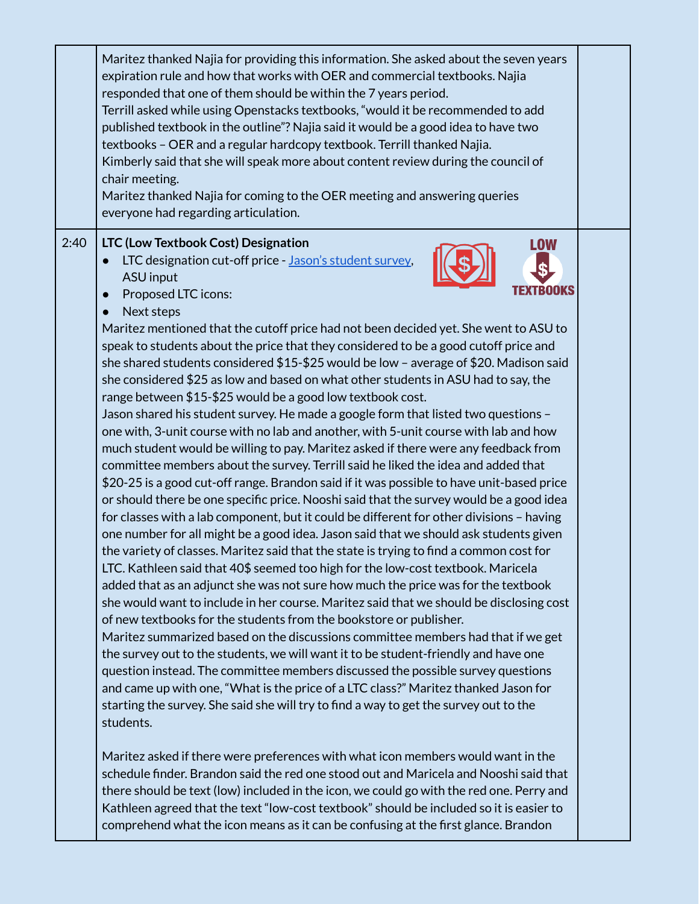| | | |
|---|---|---|
| | Maritez thanked Najia for providing this information. She asked about the seven years expiration rule and how that works with OER and commercial textbooks. Najia responded that one of them should be within the 7 years period.<br>Terrill asked while using Openstacks textbooks, "would it be recommended to add published textbook in the outline"? Najia said it would be a good idea to have two textbooks – OER and a regular hardcopy textbook. Terrill thanked Najia.<br>Kimberly said that she will speak more about content review during the council of chair meeting.<br>Maritez thanked Najia for coming to the OER meeting and answering queries everyone had regarding articulation. | |
| 2:40 | **LTC (Low Textbook Cost) Designation**<br>• LTC designation cut-off price - Jason's student survey, ASU input<br>• Proposed LTC icons:<br>• Next steps<br>Maritez mentioned that the cutoff price had not been decided yet. She went to ASU to speak to students about the price that they considered to be a good cutoff price and she shared students considered $15-$25 would be low – average of $20. Madison said she considered $25 as low and based on what other students in ASU had to say, the range between $15-$25 would be a good low textbook cost.<br>Jason shared his student survey. He made a google form that listed two questions – one with, 3-unit course with no lab and another, with 5-unit course with lab and how much student would be willing to pay. Maritez asked if there were any feedback from committee members about the survey. Terrill said he liked the idea and added that $20-25 is a good cut-off range. Brandon said if it was possible to have unit-based price or should there be one specific price. Nooshi said that the survey would be a good idea for classes with a lab component, but it could be different for other divisions – having one number for all might be a good idea. Jason said that we should ask students given the variety of classes. Maritez said that the state is trying to find a common cost for LTC. Kathleen said that 40$ seemed too high for the low-cost textbook. Maricela added that as an adjunct she was not sure how much the price was for the textbook she would want to include in her course. Maritez said that we should be disclosing cost of new textbooks for the students from the bookstore or publisher.<br>Maritez summarized based on the discussions committee members had that if we get the survey out to the students, we will want it to be student-friendly and have one question instead. The committee members discussed the possible survey questions and came up with one, "What is the price of a LTC class?" Maritez thanked Jason for starting the survey. She said she will try to find a way to get the survey out to the students.<br><br>Maritez asked if there were preferences with what icon members would want in the schedule finder. Brandon said the red one stood out and Maricela and Nooshi said that there should be text (low) included in the icon, we could go with the red one. Perry and Kathleen agreed that the text "low-cost textbook" should be included so it is easier to comprehend what the icon means as it can be confusing at the first glance. Brandon | |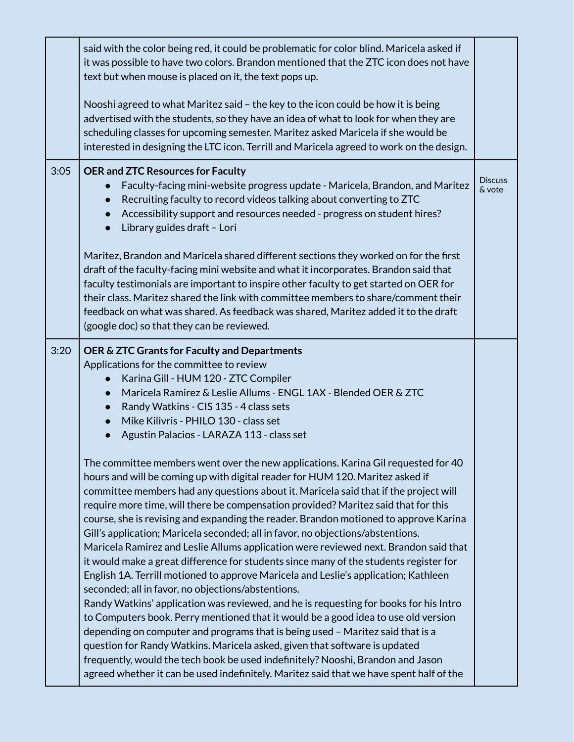| | | |
|---|---|---|
| | said with the color being red, it could be problematic for color blind. Maricela asked if it was possible to have two colors. Brandon mentioned that the ZTC icon does not have text but when mouse is placed on it, the text pops up.<br><br>Nooshi agreed to what Maritez said – the key to the icon could be how it is being advertised with the students, so they have an idea of what to look for when they are scheduling classes for upcoming semester. Maritez asked Maricela if she would be interested in designing the LTC icon. Terrill and Maricela agreed to work on the design. | |
| 3:05 | **OER and ZTC Resources for Faculty**<br>• Faculty-facing mini-website progress update - Maricela, Brandon, and Maritez<br>• Recruiting faculty to record videos talking about converting to ZTC<br>• Accessibility support and resources needed - progress on student hires?<br>• Library guides draft – Lori<br><br>Maritez, Brandon and Maricela shared different sections they worked on for the first draft of the faculty-facing mini website and what it incorporates. Brandon said that faculty testimonials are important to inspire other faculty to get started on OER for their class. Maritez shared the link with committee members to share/comment their feedback on what was shared. As feedback was shared, Maritez added it to the draft (google doc) so that they can be reviewed. | Discuss & vote |
| 3:20 | **OER & ZTC Grants for Faculty and Departments**<br>Applications for the committee to review<br>• Karina Gill - HUM 120 - ZTC Compiler<br>• Maricela Ramirez & Leslie Allums - ENGL 1AX - Blended OER & ZTC<br>• Randy Watkins - CIS 135 - 4 class sets<br>• Mike Kilivris - PHILO 130 - class set<br>• Agustin Palacios - LARAZA 113 - class set<br><br>The committee members went over the new applications. Karina Gil requested for 40 hours and will be coming up with digital reader for HUM 120. Maritez asked if committee members had any questions about it. Maricela said that if the project will require more time, will there be compensation provided? Maritez said that for this course, she is revising and expanding the reader. Brandon motioned to approve Karina Gill's application; Maricela seconded; all in favor, no objections/abstentions.<br>Maricela Ramirez and Leslie Allums application were reviewed next. Brandon said that it would make a great difference for students since many of the students register for English 1A. Terrill motioned to approve Maricela and Leslie's application; Kathleen seconded; all in favor, no objections/abstentions.<br>Randy Watkins' application was reviewed, and he is requesting for books for his Intro to Computers book. Perry mentioned that it would be a good idea to use old version depending on computer and programs that is being used – Maritez said that is a question for Randy Watkins. Maricela asked, given that software is updated frequently, would the tech book be used indefinitely? Nooshi, Brandon and Jason agreed whether it can be used indefinitely. Maritez said that we have spent half of the | |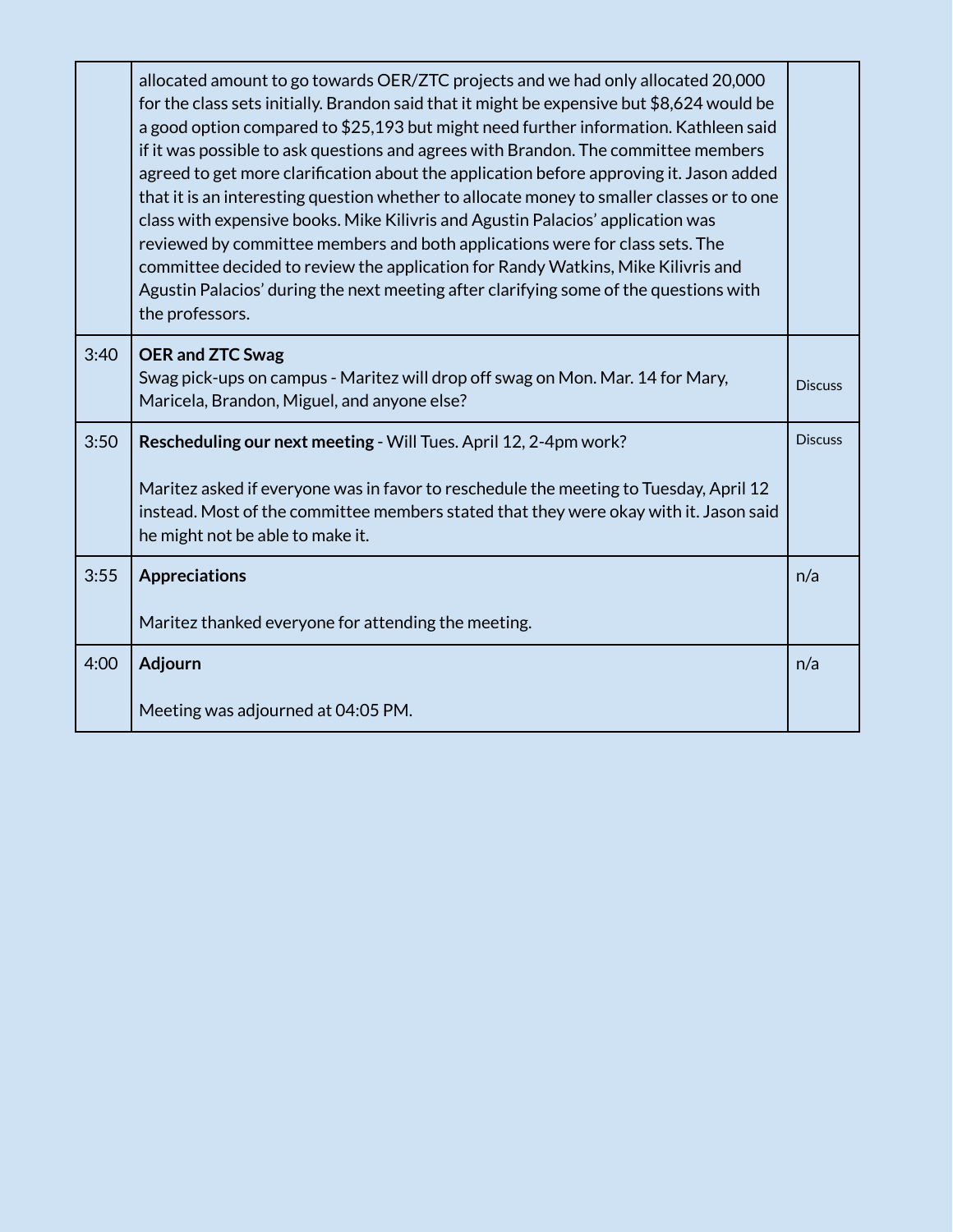| | | |
|---|---|---|
| | allocated amount to go towards OER/ZTC projects and we had only allocated 20,000 for the class sets initially. Brandon said that it might be expensive but $8,624 would be a good option compared to $25,193 but might need further information. Kathleen said if it was possible to ask questions and agrees with Brandon. The committee members agreed to get more clarification about the application before approving it. Jason added that it is an interesting question whether to allocate money to smaller classes or to one class with expensive books. Mike Kilivris and Agustin Palacios' application was reviewed by committee members and both applications were for class sets. The committee decided to review the application for Randy Watkins, Mike Kilivris and Agustin Palacios' during the next meeting after clarifying some of the questions with the professors. | |
| 3:40 | **OER and ZTC Swag**<br>Swag pick-ups on campus - Maritez will drop off swag on Mon. Mar. 14 for Mary, Maricela, Brandon, Miguel, and anyone else? | Discuss |
| 3:50 | **Rescheduling our next meeting** - Will Tues. April 12, 2-4pm work?<br><br>Maritez asked if everyone was in favor to reschedule the meeting to Tuesday, April 12 instead. Most of the committee members stated that they were okay with it. Jason said he might not be able to make it. | Discuss |
| 3:55 | **Appreciations**<br><br>Maritez thanked everyone for attending the meeting. | n/a |
| 4:00 | **Adjourn**<br><br>Meeting was adjourned at 04:05 PM. | n/a |